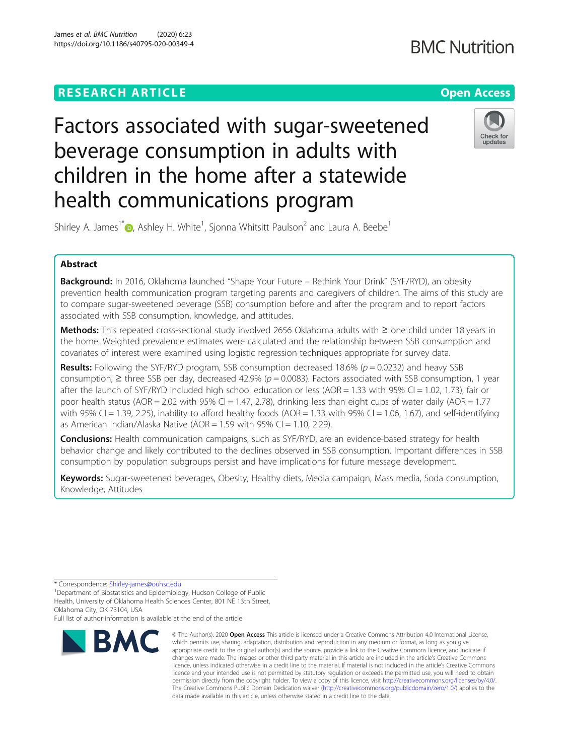# Factors associated with sugar-sweetened beverage consumption in adults with children in the home after a statewide health communications program

Shirley A. James[1*], Ashley H. White[1], Sjonna Whitsitt Paulson[2] and Laura A. Beebe[1]

## Abstract

**Background:** In 2016, Oklahoma launched "Shape Your Future – Rethink Your Drink" (SYF/RYD), an obesity prevention health communication program targeting parents and caregivers of children. The aims of this study are to compare sugar-sweetened beverage (SSB) consumption before and after the program and to report factors associated with SSB consumption, knowledge, and attitudes.

**Methods:** This repeated cross-sectional study involved 2656 Oklahoma adults with ≥ one child under 18 years in the home. Weighted prevalence estimates were calculated and the relationship between SSB consumption and covariates of interest were examined using logistic regression techniques appropriate for survey data.

**Results:** Following the SYF/RYD program, SSB consumption decreased 18.6% ($p = 0.0232$) and heavy SSB consumption, ≥ three SSB per day, decreased 42.9% ($p = 0.0083$). Factors associated with SSB consumption, 1 year after the launch of SYF/RYD included high school education or less (AOR = 1.33 with 95% CI = 1.02, 1.73), fair or poor health status (AOR = 2.02 with 95% CI = 1.47, 2.78), drinking less than eight cups of water daily (AOR = 1.77 with 95% CI = 1.39, 2.25), inability to afford healthy foods (AOR = 1.33 with 95% CI = 1.06, 1.67), and self-identifying as American Indian/Alaska Native (AOR = 1.59 with 95% CI = 1.10, 2.29).

**Conclusions:** Health communication campaigns, such as SYF/RYD, are an evidence-based strategy for health behavior change and likely contributed to the declines observed in SSB consumption. Important differences in SSB consumption by population subgroups persist and have implications for future message development.

**Keywords:** Sugar-sweetened beverages, Obesity, Healthy diets, Media campaign, Mass media, Soda consumption, Knowledge, Attitudes

---

\* Correspondence: Shirley-james@ouhsc.edu

[1]Department of Biostatistics and Epidemiology, Hudson College of Public Health, University of Oklahoma Health Sciences Center, 801 NE 13th Street, Oklahoma City, OK 73104, USA

Full list of author information is available at the end of the article

© The Author(s). 2020 **Open Access** This article is licensed under a Creative Commons Attribution 4.0 International License, which permits use, sharing, adaptation, distribution and reproduction in any medium or format, as long as you give appropriate credit to the original author(s) and the source, provide a link to the Creative Commons licence, and indicate if changes were made. The images or other third party material in this article are included in the article's Creative Commons licence, unless indicated otherwise in a credit line to the material. If material is not included in the article's Creative Commons licence and your intended use is not permitted by statutory regulation or exceeds the permitted use, you will need to obtain permission directly from the copyright holder. To view a copy of this licence, visit http://creativecommons.org/licenses/by/4.0/. The Creative Commons Public Domain Dedication waiver (http://creativecommons.org/publicdomain/zero/1.0/) applies to the data made available in this article, unless otherwise stated in a credit line to the data.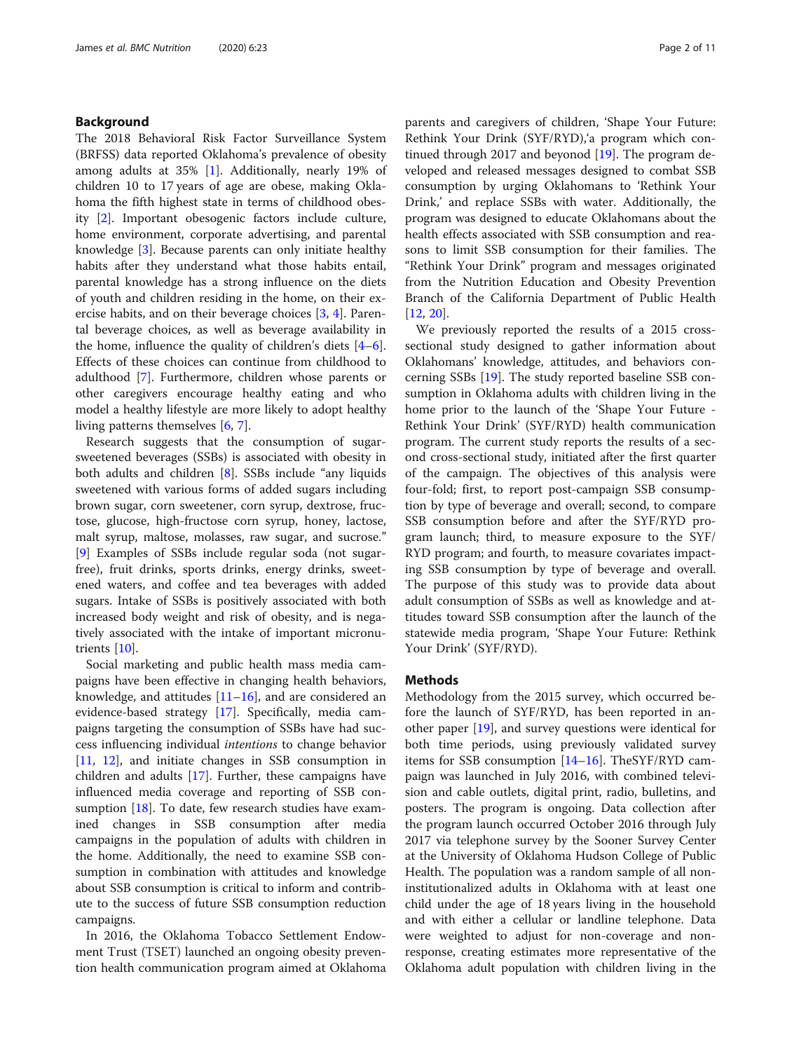## Background

The 2018 Behavioral Risk Factor Surveillance System (BRFSS) data reported Oklahoma's prevalence of obesity among adults at 35% [1]. Additionally, nearly 19% of children 10 to 17 years of age are obese, making Oklahoma the fifth highest state in terms of childhood obesity [2]. Important obesogenic factors include culture, home environment, corporate advertising, and parental knowledge [3]. Because parents can only initiate healthy habits after they understand what those habits entail, parental knowledge has a strong influence on the diets of youth and children residing in the home, on their exercise habits, and on their beverage choices [3, 4]. Parental beverage choices, as well as beverage availability in the home, influence the quality of children's diets [4–6]. Effects of these choices can continue from childhood to adulthood [7]. Furthermore, children whose parents or other caregivers encourage healthy eating and who model a healthy lifestyle are more likely to adopt healthy living patterns themselves [6, 7].

Research suggests that the consumption of sugar-sweetened beverages (SSBs) is associated with obesity in both adults and children [8]. SSBs include "any liquids sweetened with various forms of added sugars including brown sugar, corn sweetener, corn syrup, dextrose, fructose, glucose, high-fructose corn syrup, honey, lactose, malt syrup, maltose, molasses, raw sugar, and sucrose." [9] Examples of SSBs include regular soda (not sugar-free), fruit drinks, sports drinks, energy drinks, sweetened waters, and coffee and tea beverages with added sugars. Intake of SSBs is positively associated with both increased body weight and risk of obesity, and is negatively associated with the intake of important micronutrients [10].

Social marketing and public health mass media campaigns have been effective in changing health behaviors, knowledge, and attitudes [11–16], and are considered an evidence-based strategy [17]. Specifically, media campaigns targeting the consumption of SSBs have had success influencing individual *intentions* to change behavior [11, 12], and initiate changes in SSB consumption in children and adults [17]. Further, these campaigns have influenced media coverage and reporting of SSB consumption [18]. To date, few research studies have examined changes in SSB consumption after media campaigns in the population of adults with children in the home. Additionally, the need to examine SSB consumption in combination with attitudes and knowledge about SSB consumption is critical to inform and contribute to the success of future SSB consumption reduction campaigns.

In 2016, the Oklahoma Tobacco Settlement Endowment Trust (TSET) launched an ongoing obesity prevention health communication program aimed at Oklahoma parents and caregivers of children, 'Shape Your Future: Rethink Your Drink (SYF/RYD),'a program which continued through 2017 and beyonod [19]. The program developed and released messages designed to combat SSB consumption by urging Oklahomans to 'Rethink Your Drink,' and replace SSBs with water. Additionally, the program was designed to educate Oklahomans about the health effects associated with SSB consumption and reasons to limit SSB consumption for their families. The "Rethink Your Drink" program and messages originated from the Nutrition Education and Obesity Prevention Branch of the California Department of Public Health [12, 20].

We previously reported the results of a 2015 cross-sectional study designed to gather information about Oklahomans' knowledge, attitudes, and behaviors concerning SSBs [19]. The study reported baseline SSB consumption in Oklahoma adults with children living in the home prior to the launch of the 'Shape Your Future - Rethink Your Drink' (SYF/RYD) health communication program. The current study reports the results of a second cross-sectional study, initiated after the first quarter of the campaign. The objectives of this analysis were four-fold; first, to report post-campaign SSB consumption by type of beverage and overall; second, to compare SSB consumption before and after the SYF/RYD program launch; third, to measure exposure to the SYF/RYD program; and fourth, to measure covariates impacting SSB consumption by type of beverage and overall. The purpose of this study was to provide data about adult consumption of SSBs as well as knowledge and attitudes toward SSB consumption after the launch of the statewide media program, 'Shape Your Future: Rethink Your Drink' (SYF/RYD).

## Methods

Methodology from the 2015 survey, which occurred before the launch of SYF/RYD, has been reported in another paper [19], and survey questions were identical for both time periods, using previously validated survey items for SSB consumption [14–16]. TheSYF/RYD campaign was launched in July 2016, with combined television and cable outlets, digital print, radio, bulletins, and posters. The program is ongoing. Data collection after the program launch occurred October 2016 through July 2017 via telephone survey by the Sooner Survey Center at the University of Oklahoma Hudson College of Public Health. The population was a random sample of all non-institutionalized adults in Oklahoma with at least one child under the age of 18 years living in the household and with either a cellular or landline telephone. Data were weighted to adjust for non-coverage and non-response, creating estimates more representative of the Oklahoma adult population with children living in the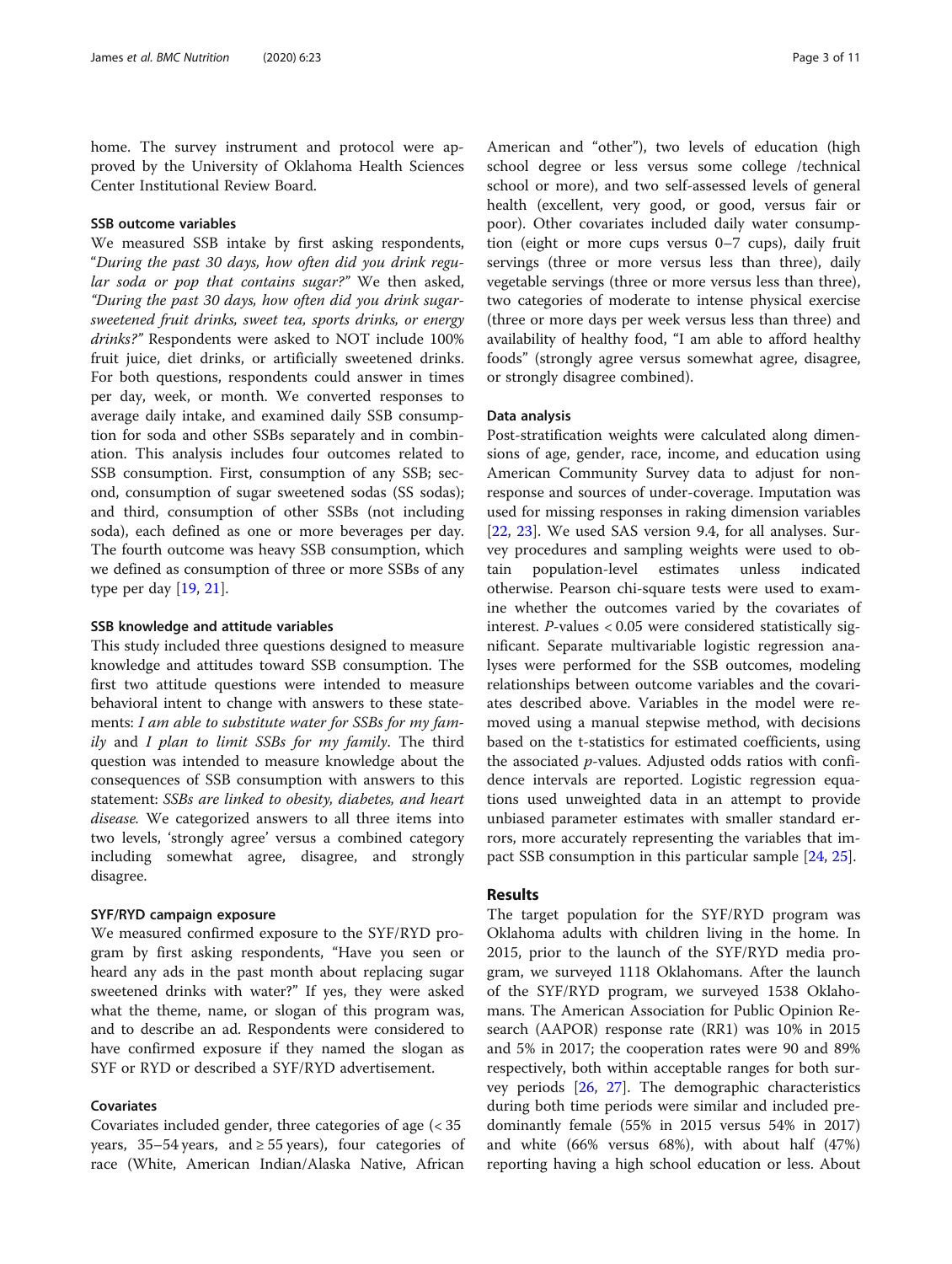home. The survey instrument and protocol were approved by the University of Oklahoma Health Sciences Center Institutional Review Board.

### SSB outcome variables

We measured SSB intake by first asking respondents, "*During the past 30 days, how often did you drink regular soda or pop that contains sugar?*" We then asked, *"During the past 30 days, how often did you drink sugar-sweetened fruit drinks, sweet tea, sports drinks, or energy drinks?"* Respondents were asked to NOT include 100% fruit juice, diet drinks, or artificially sweetened drinks. For both questions, respondents could answer in times per day, week, or month. We converted responses to average daily intake, and examined daily SSB consumption for soda and other SSBs separately and in combination. This analysis includes four outcomes related to SSB consumption. First, consumption of any SSB; second, consumption of sugar sweetened sodas (SS sodas); and third, consumption of other SSBs (not including soda), each defined as one or more beverages per day. The fourth outcome was heavy SSB consumption, which we defined as consumption of three or more SSBs of any type per day [19, 21].

### SSB knowledge and attitude variables

This study included three questions designed to measure knowledge and attitudes toward SSB consumption. The first two attitude questions were intended to measure behavioral intent to change with answers to these statements: *I am able to substitute water for SSBs for my family* and *I plan to limit SSBs for my family*. The third question was intended to measure knowledge about the consequences of SSB consumption with answers to this statement: *SSBs are linked to obesity, diabetes, and heart disease.* We categorized answers to all three items into two levels, 'strongly agree' versus a combined category including somewhat agree, disagree, and strongly disagree.

### SYF/RYD campaign exposure

We measured confirmed exposure to the SYF/RYD program by first asking respondents, "Have you seen or heard any ads in the past month about replacing sugar sweetened drinks with water?" If yes, they were asked what the theme, name, or slogan of this program was, and to describe an ad. Respondents were considered to have confirmed exposure if they named the slogan as SYF or RYD or described a SYF/RYD advertisement.

### Covariates

Covariates included gender, three categories of age (< 35 years, 35–54 years, and ≥ 55 years), four categories of race (White, American Indian/Alaska Native, African American and "other"), two levels of education (high school degree or less versus some college /technical school or more), and two self-assessed levels of general health (excellent, very good, or good, versus fair or poor). Other covariates included daily water consumption (eight or more cups versus 0–7 cups), daily fruit servings (three or more versus less than three), daily vegetable servings (three or more versus less than three), two categories of moderate to intense physical exercise (three or more days per week versus less than three) and availability of healthy food, "I am able to afford healthy foods" (strongly agree versus somewhat agree, disagree, or strongly disagree combined).

### Data analysis

Post-stratification weights were calculated along dimensions of age, gender, race, income, and education using American Community Survey data to adjust for nonresponse and sources of under-coverage. Imputation was used for missing responses in raking dimension variables [22, 23]. We used SAS version 9.4, for all analyses. Survey procedures and sampling weights were used to obtain population-level estimates unless indicated otherwise. Pearson chi-square tests were used to examine whether the outcomes varied by the covariates of interest. *P*-values < 0.05 were considered statistically significant. Separate multivariable logistic regression analyses were performed for the SSB outcomes, modeling relationships between outcome variables and the covariates described above. Variables in the model were removed using a manual stepwise method, with decisions based on the t-statistics for estimated coefficients, using the associated *p*-values. Adjusted odds ratios with confidence intervals are reported. Logistic regression equations used unweighted data in an attempt to provide unbiased parameter estimates with smaller standard errors, more accurately representing the variables that impact SSB consumption in this particular sample [24, 25].

## Results

The target population for the SYF/RYD program was Oklahoma adults with children living in the home. In 2015, prior to the launch of the SYF/RYD media program, we surveyed 1118 Oklahomans. After the launch of the SYF/RYD program, we surveyed 1538 Oklahomans. The American Association for Public Opinion Research (AAPOR) response rate (RR1) was 10% in 2015 and 5% in 2017; the cooperation rates were 90 and 89% respectively, both within acceptable ranges for both survey periods [26, 27]. The demographic characteristics during both time periods were similar and included predominantly female (55% in 2015 versus 54% in 2017) and white (66% versus 68%), with about half (47%) reporting having a high school education or less. About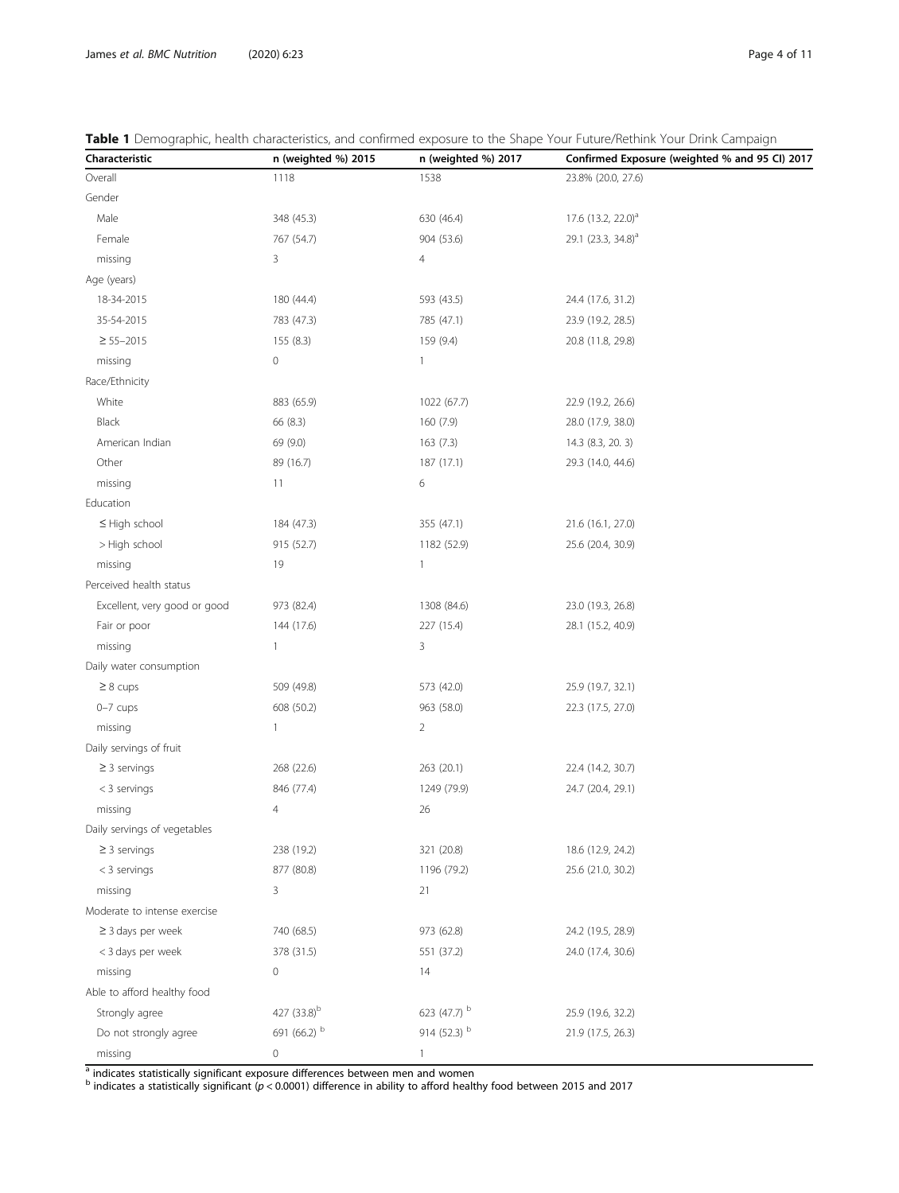**Table 1** Demographic, health characteristics, and confirmed exposure to the Shape Your Future/Rethink Your Drink Campaign

| Characteristic | n (weighted %) 2015 | n (weighted %) 2017 | Confirmed Exposure (weighted % and 95 CI) 2017 |
|---|---|---|---|
| Overall | 1118 | 1538 | 23.8% (20.0, 27.6) |
| Gender | | | |
| Male | 348 (45.3) | 630 (46.4) | 17.6 (13.2, 22.0)[a] |
| Female | 767 (54.7) | 904 (53.6) | 29.1 (23.3, 34.8)[a] |
| missing | 3 | 4 | |
| Age (years) | | | |
| 18-34-2015 | 180 (44.4) | 593 (43.5) | 24.4 (17.6, 31.2) |
| 35-54-2015 | 783 (47.3) | 785 (47.1) | 23.9 (19.2, 28.5) |
| ≥ 55–2015 | 155 (8.3) | 159 (9.4) | 20.8 (11.8, 29.8) |
| missing | 0 | 1 | |
| Race/Ethnicity | | | |
| White | 883 (65.9) | 1022 (67.7) | 22.9 (19.2, 26.6) |
| Black | 66 (8.3) | 160 (7.9) | 28.0 (17.9, 38.0) |
| American Indian | 69 (9.0) | 163 (7.3) | 14.3 (8.3, 20. 3) |
| Other | 89 (16.7) | 187 (17.1) | 29.3 (14.0, 44.6) |
| missing | 11 | 6 | |
| Education | | | |
| ≤ High school | 184 (47.3) | 355 (47.1) | 21.6 (16.1, 27.0) |
| > High school | 915 (52.7) | 1182 (52.9) | 25.6 (20.4, 30.9) |
| missing | 19 | 1 | |
| Perceived health status | | | |
| Excellent, very good or good | 973 (82.4) | 1308 (84.6) | 23.0 (19.3, 26.8) |
| Fair or poor | 144 (17.6) | 227 (15.4) | 28.1 (15.2, 40.9) |
| missing | 1 | 3 | |
| Daily water consumption | | | |
| ≥ 8 cups | 509 (49.8) | 573 (42.0) | 25.9 (19.7, 32.1) |
| 0–7 cups | 608 (50.2) | 963 (58.0) | 22.3 (17.5, 27.0) |
| missing | 1 | 2 | |
| Daily servings of fruit | | | |
| ≥ 3 servings | 268 (22.6) | 263 (20.1) | 22.4 (14.2, 30.7) |
| < 3 servings | 846 (77.4) | 1249 (79.9) | 24.7 (20.4, 29.1) |
| missing | 4 | 26 | |
| Daily servings of vegetables | | | |
| ≥ 3 servings | 238 (19.2) | 321 (20.8) | 18.6 (12.9, 24.2) |
| < 3 servings | 877 (80.8) | 1196 (79.2) | 25.6 (21.0, 30.2) |
| missing | 3 | 21 | |
| Moderate to intense exercise | | | |
| ≥ 3 days per week | 740 (68.5) | 973 (62.8) | 24.2 (19.5, 28.9) |
| < 3 days per week | 378 (31.5) | 551 (37.2) | 24.0 (17.4, 30.6) |
| missing | 0 | 14 | |
| Able to afford healthy food | | | |
| Strongly agree | 427 (33.8)[b] | 623 (47.7) [b] | 25.9 (19.6, 32.2) |
| Do not strongly agree | 691 (66.2) [b] | 914 (52.3) [b] | 21.9 (17.5, 26.3) |
| missing | 0 | 1 | |

[a] indicates statistically significant exposure differences between men and women
[b] indicates a statistically significant ($p < 0.0001$) difference in ability to afford healthy food between 2015 and 2017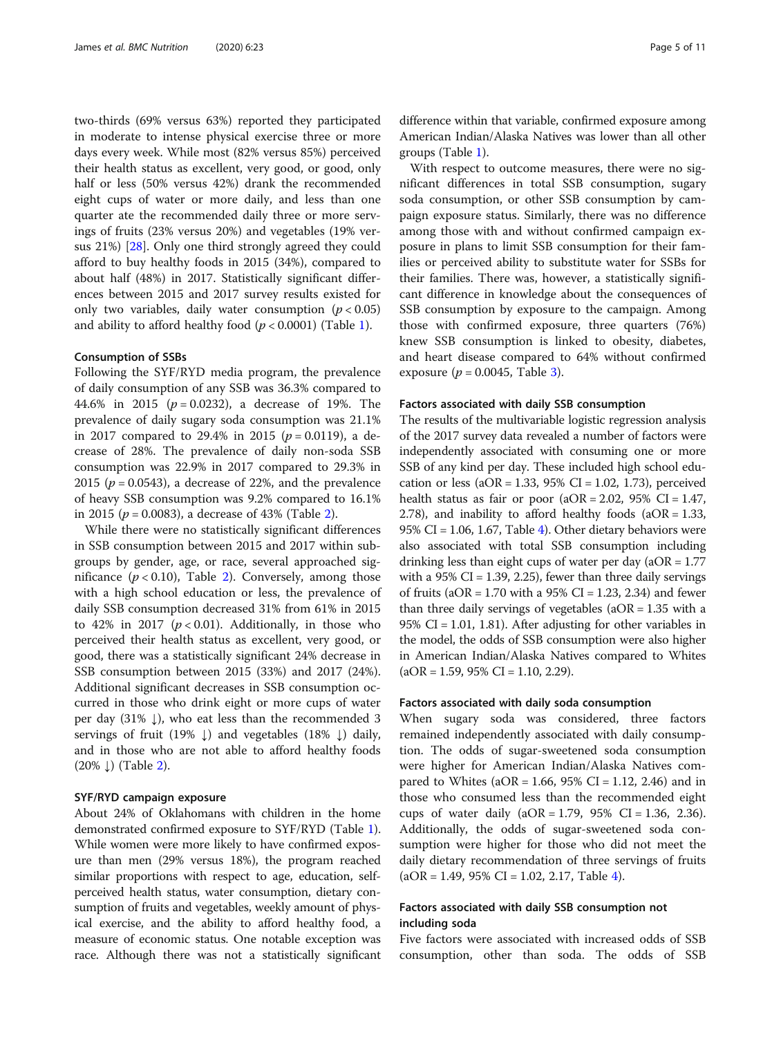two-thirds (69% versus 63%) reported they participated in moderate to intense physical exercise three or more days every week. While most (82% versus 85%) perceived their health status as excellent, very good, or good, only half or less (50% versus 42%) drank the recommended eight cups of water or more daily, and less than one quarter ate the recommended daily three or more servings of fruits (23% versus 20%) and vegetables (19% versus 21%) [28]. Only one third strongly agreed they could afford to buy healthy foods in 2015 (34%), compared to about half (48%) in 2017. Statistically significant differences between 2015 and 2017 survey results existed for only two variables, daily water consumption ($p < 0.05$) and ability to afford healthy food ($p < 0.0001$) (Table 1).

### Consumption of SSBs

Following the SYF/RYD media program, the prevalence of daily consumption of any SSB was 36.3% compared to 44.6% in 2015 ($p = 0.0232$), a decrease of 19%. The prevalence of daily sugary soda consumption was 21.1% in 2017 compared to 29.4% in 2015 ($p = 0.0119$), a decrease of 28%. The prevalence of daily non-soda SSB consumption was 22.9% in 2017 compared to 29.3% in 2015 ($p = 0.0543$), a decrease of 22%, and the prevalence of heavy SSB consumption was 9.2% compared to 16.1% in 2015 ($p = 0.0083$), a decrease of 43% (Table 2).

While there were no statistically significant differences in SSB consumption between 2015 and 2017 within subgroups by gender, age, or race, several approached significance ($p < 0.10$), Table 2). Conversely, among those with a high school education or less, the prevalence of daily SSB consumption decreased 31% from 61% in 2015 to 42% in 2017 ($p < 0.01$). Additionally, in those who perceived their health status as excellent, very good, or good, there was a statistically significant 24% decrease in SSB consumption between 2015 (33%) and 2017 (24%). Additional significant decreases in SSB consumption occurred in those who drink eight or more cups of water per day (31% ↓), who eat less than the recommended 3 servings of fruit (19% ↓) and vegetables (18% ↓) daily, and in those who are not able to afford healthy foods (20% ↓) (Table 2).

### SYF/RYD campaign exposure

About 24% of Oklahomans with children in the home demonstrated confirmed exposure to SYF/RYD (Table 1). While women were more likely to have confirmed exposure than men (29% versus 18%), the program reached similar proportions with respect to age, education, self-perceived health status, water consumption, dietary consumption of fruits and vegetables, weekly amount of physical exercise, and the ability to afford healthy food, a measure of economic status. One notable exception was race. Although there was not a statistically significant difference within that variable, confirmed exposure among American Indian/Alaska Natives was lower than all other groups (Table 1).

With respect to outcome measures, there were no significant differences in total SSB consumption, sugary soda consumption, or other SSB consumption by campaign exposure status. Similarly, there was no difference among those with and without confirmed campaign exposure in plans to limit SSB consumption for their families or perceived ability to substitute water for SSBs for their families. There was, however, a statistically significant difference in knowledge about the consequences of SSB consumption by exposure to the campaign. Among those with confirmed exposure, three quarters (76%) knew SSB consumption is linked to obesity, diabetes, and heart disease compared to 64% without confirmed exposure ($p = 0.0045$, Table 3).

### Factors associated with daily SSB consumption

The results of the multivariable logistic regression analysis of the 2017 survey data revealed a number of factors were independently associated with consuming one or more SSB of any kind per day. These included high school education or less (aOR = 1.33, 95% CI = 1.02, 1.73), perceived health status as fair or poor (aOR = 2.02, 95% CI = 1.47, 2.78), and inability to afford healthy foods (aOR = 1.33, 95% CI = 1.06, 1.67, Table 4). Other dietary behaviors were also associated with total SSB consumption including drinking less than eight cups of water per day (aOR = 1.77 with a 95% CI = 1.39, 2.25), fewer than three daily servings of fruits (aOR = 1.70 with a 95% CI = 1.23, 2.34) and fewer than three daily servings of vegetables (aOR = 1.35 with a 95% CI = 1.01, 1.81). After adjusting for other variables in the model, the odds of SSB consumption were also higher in American Indian/Alaska Natives compared to Whites (aOR = 1.59, 95% CI = 1.10, 2.29).

### Factors associated with daily soda consumption

When sugary soda was considered, three factors remained independently associated with daily consumption. The odds of sugar-sweetened soda consumption were higher for American Indian/Alaska Natives compared to Whites (aOR = 1.66, 95% CI = 1.12, 2.46) and in those who consumed less than the recommended eight cups of water daily (aOR = 1.79, 95% CI = 1.36, 2.36). Additionally, the odds of sugar-sweetened soda consumption were higher for those who did not meet the daily dietary recommendation of three servings of fruits (aOR = 1.49, 95% CI = 1.02, 2.17, Table 4).

### Factors associated with daily SSB consumption not including soda

Five factors were associated with increased odds of SSB consumption, other than soda. The odds of SSB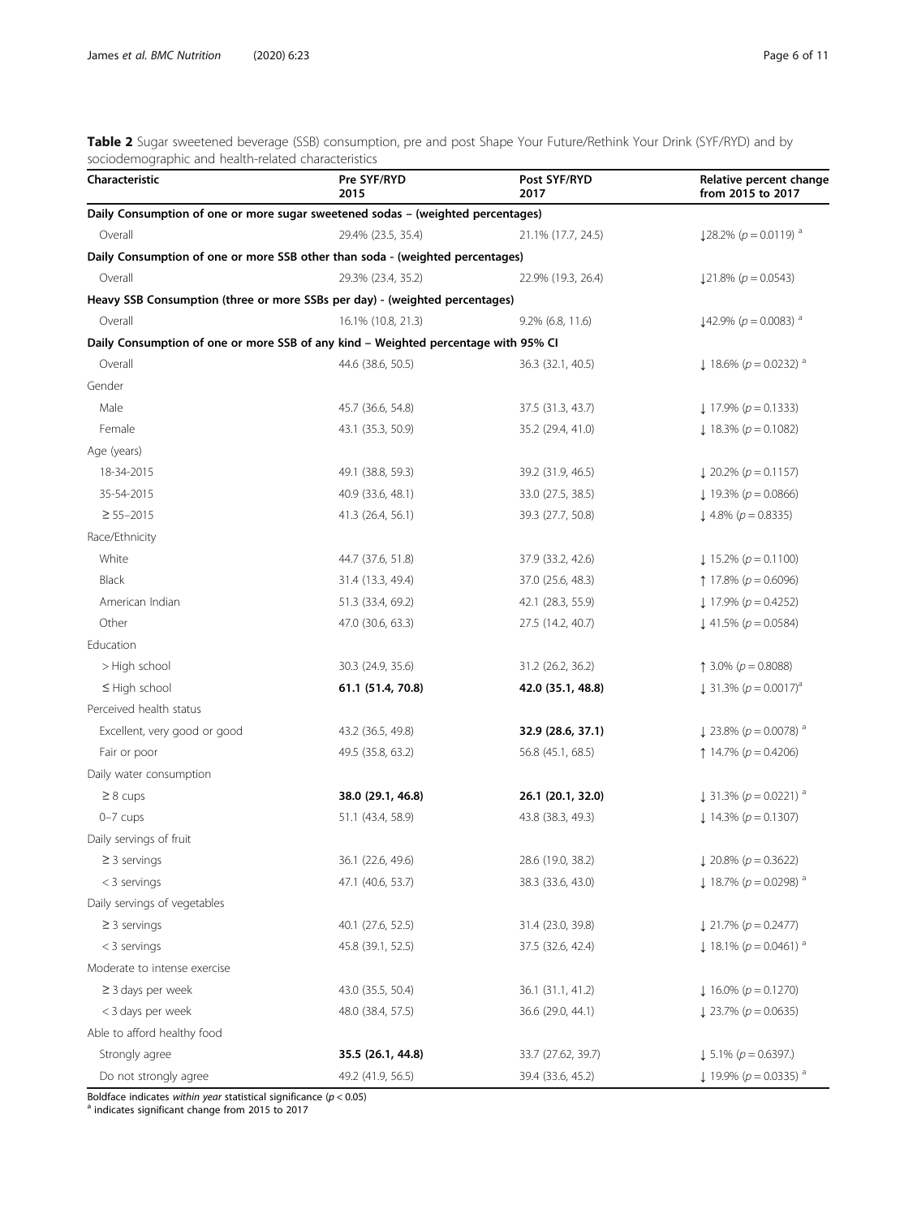**Table 2** Sugar sweetened beverage (SSB) consumption, pre and post Shape Your Future/Rethink Your Drink (SYF/RYD) and by sociodemographic and health-related characteristics

| Characteristic | Pre SYF/RYD 2015 | Post SYF/RYD 2017 | Relative percent change from 2015 to 2017 |
|---|---|---|---|
| **Daily Consumption of one or more sugar sweetened sodas – (weighted percentages)** | | | |
| Overall | 29.4% (23.5, 35.4) | 21.1% (17.7, 24.5) | ↓28.2% ($p = 0.0119$) [a] |
| **Daily Consumption of one or more SSB other than soda - (weighted percentages)** | | | |
| Overall | 29.3% (23.4, 35.2) | 22.9% (19.3, 26.4) | ↓21.8% ($p = 0.0543$) |
| **Heavy SSB Consumption (three or more SSBs per day) - (weighted percentages)** | | | |
| Overall | 16.1% (10.8, 21.3) | 9.2% (6.8, 11.6) | ↓42.9% ($p = 0.0083$) [a] |
| **Daily Consumption of one or more SSB of any kind – Weighted percentage with 95% CI** | | | |
| Overall | 44.6 (38.6, 50.5) | 36.3 (32.1, 40.5) | ↓ 18.6% ($p = 0.0232$) [a] |
| Gender | | | |
| Male | 45.7 (36.6, 54.8) | 37.5 (31.3, 43.7) | ↓ 17.9% ($p = 0.1333$) |
| Female | 43.1 (35.3, 50.9) | 35.2 (29.4, 41.0) | ↓ 18.3% ($p = 0.1082$) |
| Age (years) | | | |
| 18-34-2015 | 49.1 (38.8, 59.3) | 39.2 (31.9, 46.5) | ↓ 20.2% ($p = 0.1157$) |
| 35-54-2015 | 40.9 (33.6, 48.1) | 33.0 (27.5, 38.5) | ↓ 19.3% ($p = 0.0866$) |
| ≥ 55–2015 | 41.3 (26.4, 56.1) | 39.3 (27.7, 50.8) | ↓ 4.8% ($p = 0.8335$) |
| Race/Ethnicity | | | |
| White | 44.7 (37.6, 51.8) | 37.9 (33.2, 42.6) | ↓ 15.2% ($p = 0.1100$) |
| Black | 31.4 (13.3, 49.4) | 37.0 (25.6, 48.3) | ↑ 17.8% ($p = 0.6096$) |
| American Indian | 51.3 (33.4, 69.2) | 42.1 (28.3, 55.9) | ↓ 17.9% ($p = 0.4252$) |
| Other | 47.0 (30.6, 63.3) | 27.5 (14.2, 40.7) | ↓ 41.5% ($p = 0.0584$) |
| Education | | | |
| > High school | 30.3 (24.9, 35.6) | 31.2 (26.2, 36.2) | ↑ 3.0% ($p = 0.8088$) |
| ≤ High school | **61.1 (51.4, 70.8)** | **42.0 (35.1, 48.8)** | ↓ 31.3% ($p = 0.0017$)[a] |
| Perceived health status | | | |
| Excellent, very good or good | 43.2 (36.5, 49.8) | **32.9 (28.6, 37.1)** | ↓ 23.8% ($p = 0.0078$) [a] |
| Fair or poor | 49.5 (35.8, 63.2) | 56.8 (45.1, 68.5) | ↑ 14.7% ($p = 0.4206$) |
| Daily water consumption | | | |
| ≥ 8 cups | **38.0 (29.1, 46.8)** | **26.1 (20.1, 32.0)** | ↓ 31.3% ($p = 0.0221$) [a] |
| 0–7 cups | 51.1 (43.4, 58.9) | 43.8 (38.3, 49.3) | ↓ 14.3% ($p = 0.1307$) |
| Daily servings of fruit | | | |
| ≥ 3 servings | 36.1 (22.6, 49.6) | 28.6 (19.0, 38.2) | ↓ 20.8% ($p = 0.3622$) |
| < 3 servings | 47.1 (40.6, 53.7) | 38.3 (33.6, 43.0) | ↓ 18.7% ($p = 0.0298$) [a] |
| Daily servings of vegetables | | | |
| ≥ 3 servings | 40.1 (27.6, 52.5) | 31.4 (23.0, 39.8) | ↓ 21.7% ($p = 0.2477$) |
| < 3 servings | 45.8 (39.1, 52.5) | 37.5 (32.6, 42.4) | ↓ 18.1% ($p = 0.0461$) [a] |
| Moderate to intense exercise | | | |
| ≥ 3 days per week | 43.0 (35.5, 50.4) | 36.1 (31.1, 41.2) | ↓ 16.0% ($p = 0.1270$) |
| < 3 days per week | 48.0 (38.4, 57.5) | 36.6 (29.0, 44.1) | ↓ 23.7% ($p = 0.0635$) |
| Able to afford healthy food | | | |
| Strongly agree | **35.5 (26.1, 44.8)** | 33.7 (27.62, 39.7) | ↓ 5.1% ($p = 0.6397$.) |
| Do not strongly agree | 49.2 (41.9, 56.5) | 39.4 (33.6, 45.2) | ↓ 19.9% ($p = 0.0335$) [a] |

Boldface indicates *within year* statistical significance ($p < 0.05$)
[a] indicates significant change from 2015 to 2017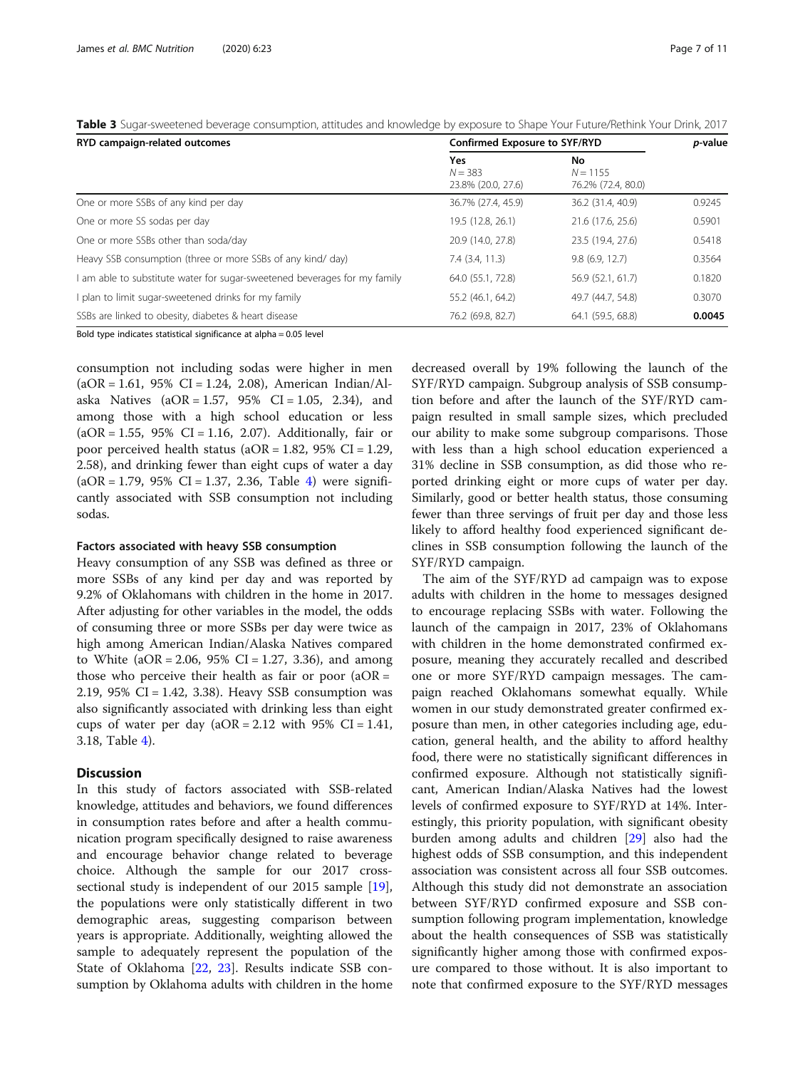**Table 3** Sugar-sweetened beverage consumption, attitudes and knowledge by exposure to Shape Your Future/Rethink Your Drink, 2017

| RYD campaign-related outcomes | Confirmed Exposure to SYF/RYD | | *p*-value |
|---|---|---|---|
| | Yes<br>$N = 383$<br>23.8% (20.0, 27.6) | No<br>$N = 1155$<br>76.2% (72.4, 80.0) | |
| One or more SSBs of any kind per day | 36.7% (27.4, 45.9) | 36.2 (31.4, 40.9) | 0.9245 |
| One or more SS sodas per day | 19.5 (12.8, 26.1) | 21.6 (17.6, 25.6) | 0.5901 |
| One or more SSBs other than soda/day | 20.9 (14.0, 27.8) | 23.5 (19.4, 27.6) | 0.5418 |
| Heavy SSB consumption (three or more SSBs of any kind/ day) | 7.4 (3.4, 11.3) | 9.8 (6.9, 12.7) | 0.3564 |
| I am able to substitute water for sugar-sweetened beverages for my family | 64.0 (55.1, 72.8) | 56.9 (52.1, 61.7) | 0.1820 |
| I plan to limit sugar-sweetened drinks for my family | 55.2 (46.1, 64.2) | 49.7 (44.7, 54.8) | 0.3070 |
| SSBs are linked to obesity, diabetes & heart disease | 76.2 (69.8, 82.7) | 64.1 (59.5, 68.8) | **0.0045** |

Bold type indicates statistical significance at alpha = 0.05 level

consumption not including sodas were higher in men (aOR = 1.61, 95% CI = 1.24, 2.08), American Indian/Alaska Natives (aOR = 1.57, 95% CI = 1.05, 2.34), and among those with a high school education or less (aOR = 1.55, 95% CI = 1.16, 2.07). Additionally, fair or poor perceived health status (aOR = 1.82, 95% CI = 1.29, 2.58), and drinking fewer than eight cups of water a day (aOR = 1.79, 95% CI = 1.37, 2.36, Table 4) were significantly associated with SSB consumption not including sodas.

#### Factors associated with heavy SSB consumption

Heavy consumption of any SSB was defined as three or more SSBs of any kind per day and was reported by 9.2% of Oklahomans with children in the home in 2017. After adjusting for other variables in the model, the odds of consuming three or more SSBs per day were twice as high among American Indian/Alaska Natives compared to White (aOR = 2.06, 95% CI = 1.27, 3.36), and among those who perceive their health as fair or poor (aOR = 2.19, 95% CI = 1.42, 3.38). Heavy SSB consumption was also significantly associated with drinking less than eight cups of water per day (aOR = 2.12 with 95% CI = 1.41, 3.18, Table 4).

## Discussion

In this study of factors associated with SSB-related knowledge, attitudes and behaviors, we found differences in consumption rates before and after a health communication program specifically designed to raise awareness and encourage behavior change related to beverage choice. Although the sample for our 2017 cross-sectional study is independent of our 2015 sample [19], the populations were only statistically different in two demographic areas, suggesting comparison between years is appropriate. Additionally, weighting allowed the sample to adequately represent the population of the State of Oklahoma [22, 23]. Results indicate SSB consumption by Oklahoma adults with children in the home decreased overall by 19% following the launch of the SYF/RYD campaign. Subgroup analysis of SSB consumption before and after the launch of the SYF/RYD campaign resulted in small sample sizes, which precluded our ability to make some subgroup comparisons. Those with less than a high school education experienced a 31% decline in SSB consumption, as did those who reported drinking eight or more cups of water per day. Similarly, good or better health status, those consuming fewer than three servings of fruit per day and those less likely to afford healthy food experienced significant declines in SSB consumption following the launch of the SYF/RYD campaign.

The aim of the SYF/RYD ad campaign was to expose adults with children in the home to messages designed to encourage replacing SSBs with water. Following the launch of the campaign in 2017, 23% of Oklahomans with children in the home demonstrated confirmed exposure, meaning they accurately recalled and described one or more SYF/RYD campaign messages. The campaign reached Oklahomans somewhat equally. While women in our study demonstrated greater confirmed exposure than men, in other categories including age, education, general health, and the ability to afford healthy food, there were no statistically significant differences in confirmed exposure. Although not statistically significant, American Indian/Alaska Natives had the lowest levels of confirmed exposure to SYF/RYD at 14%. Interestingly, this priority population, with significant obesity burden among adults and children [29] also had the highest odds of SSB consumption, and this independent association was consistent across all four SSB outcomes. Although this study did not demonstrate an association between SYF/RYD confirmed exposure and SSB consumption following program implementation, knowledge about the health consequences of SSB was statistically significantly higher among those with confirmed exposure compared to those without. It is also important to note that confirmed exposure to the SYF/RYD messages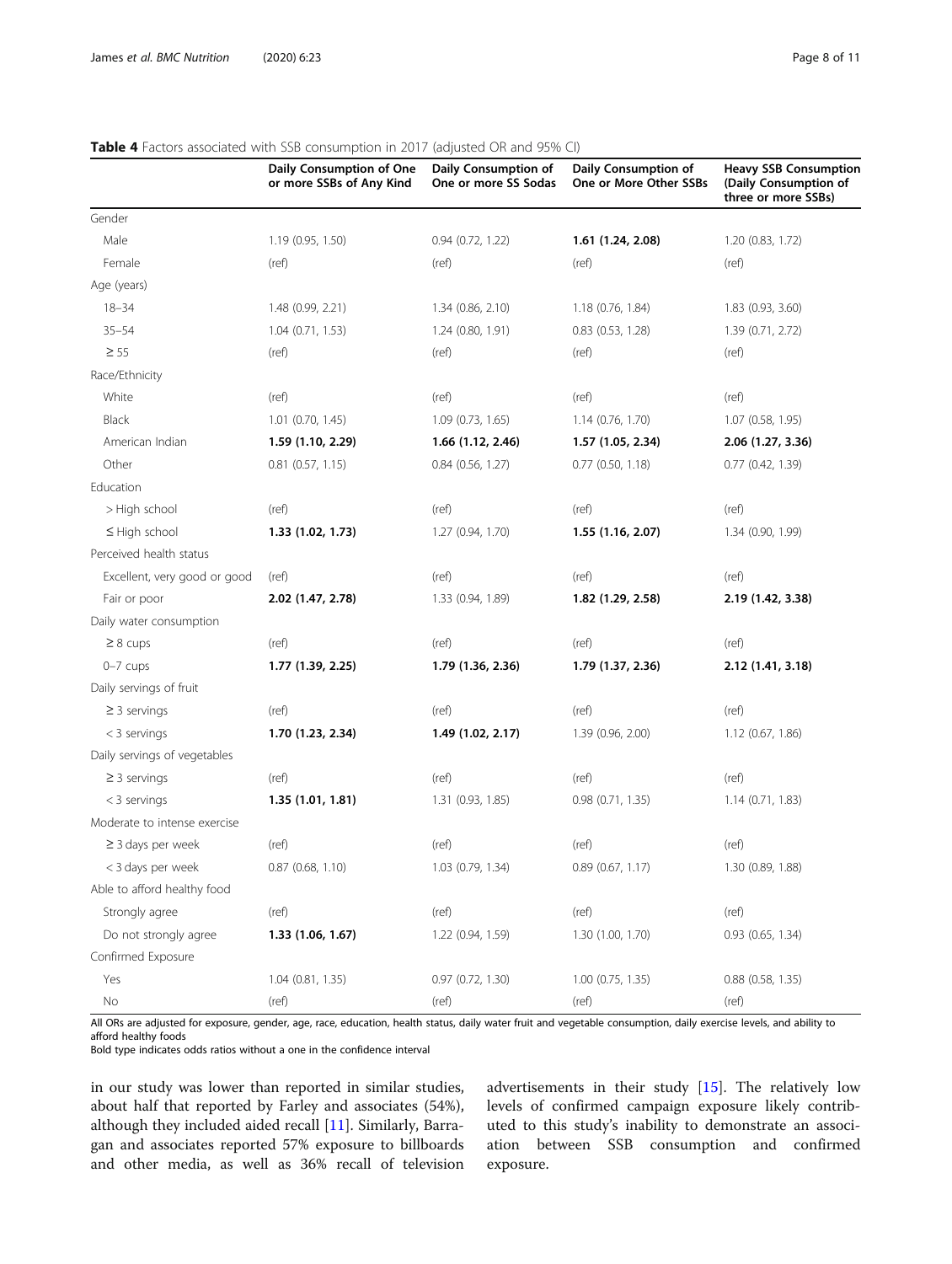**Table 4** Factors associated with SSB consumption in 2017 (adjusted OR and 95% CI)

| | Daily Consumption of One or more SSBs of Any Kind | Daily Consumption of One or more SS Sodas | Daily Consumption of One or More Other SSBs | Heavy SSB Consumption (Daily Consumption of three or more SSBs) |
|---|---|---|---|---|
| Gender | | | | |
| Male | 1.19 (0.95, 1.50) | 0.94 (0.72, 1.22) | **1.61 (1.24, 2.08)** | 1.20 (0.83, 1.72) |
| Female | (ref) | (ref) | (ref) | (ref) |
| Age (years) | | | | |
| 18–34 | 1.48 (0.99, 2.21) | 1.34 (0.86, 2.10) | 1.18 (0.76, 1.84) | 1.83 (0.93, 3.60) |
| 35–54 | 1.04 (0.71, 1.53) | 1.24 (0.80, 1.91) | 0.83 (0.53, 1.28) | 1.39 (0.71, 2.72) |
| ≥ 55 | (ref) | (ref) | (ref) | (ref) |
| Race/Ethnicity | | | | |
| White | (ref) | (ref) | (ref) | (ref) |
| Black | 1.01 (0.70, 1.45) | 1.09 (0.73, 1.65) | 1.14 (0.76, 1.70) | 1.07 (0.58, 1.95) |
| American Indian | **1.59 (1.10, 2.29)** | **1.66 (1.12, 2.46)** | **1.57 (1.05, 2.34)** | **2.06 (1.27, 3.36)** |
| Other | 0.81 (0.57, 1.15) | 0.84 (0.56, 1.27) | 0.77 (0.50, 1.18) | 0.77 (0.42, 1.39) |
| Education | | | | |
| > High school | (ref) | (ref) | (ref) | (ref) |
| ≤ High school | **1.33 (1.02, 1.73)** | 1.27 (0.94, 1.70) | **1.55 (1.16, 2.07)** | 1.34 (0.90, 1.99) |
| Perceived health status | | | | |
| Excellent, very good or good | (ref) | (ref) | (ref) | (ref) |
| Fair or poor | **2.02 (1.47, 2.78)** | 1.33 (0.94, 1.89) | **1.82 (1.29, 2.58)** | **2.19 (1.42, 3.38)** |
| Daily water consumption | | | | |
| ≥ 8 cups | (ref) | (ref) | (ref) | (ref) |
| 0–7 cups | **1.77 (1.39, 2.25)** | **1.79 (1.36, 2.36)** | **1.79 (1.37, 2.36)** | **2.12 (1.41, 3.18)** |
| Daily servings of fruit | | | | |
| ≥ 3 servings | (ref) | (ref) | (ref) | (ref) |
| < 3 servings | **1.70 (1.23, 2.34)** | **1.49 (1.02, 2.17)** | 1.39 (0.96, 2.00) | 1.12 (0.67, 1.86) |
| Daily servings of vegetables | | | | |
| ≥ 3 servings | (ref) | (ref) | (ref) | (ref) |
| < 3 servings | **1.35 (1.01, 1.81)** | 1.31 (0.93, 1.85) | 0.98 (0.71, 1.35) | 1.14 (0.71, 1.83) |
| Moderate to intense exercise | | | | |
| ≥ 3 days per week | (ref) | (ref) | (ref) | (ref) |
| < 3 days per week | 0.87 (0.68, 1.10) | 1.03 (0.79, 1.34) | 0.89 (0.67, 1.17) | 1.30 (0.89, 1.88) |
| Able to afford healthy food | | | | |
| Strongly agree | (ref) | (ref) | (ref) | (ref) |
| Do not strongly agree | **1.33 (1.06, 1.67)** | 1.22 (0.94, 1.59) | 1.30 (1.00, 1.70) | 0.93 (0.65, 1.34) |
| Confirmed Exposure | | | | |
| Yes | 1.04 (0.81, 1.35) | 0.97 (0.72, 1.30) | 1.00 (0.75, 1.35) | 0.88 (0.58, 1.35) |
| No | (ref) | (ref) | (ref) | (ref) |

All ORs are adjusted for exposure, gender, age, race, education, health status, daily water fruit and vegetable consumption, daily exercise levels, and ability to afford healthy foods

Bold type indicates odds ratios without a one in the confidence interval

in our study was lower than reported in similar studies, about half that reported by Farley and associates (54%), although they included aided recall [11]. Similarly, Barragan and associates reported 57% exposure to billboards and other media, as well as 36% recall of television advertisements in their study [15]. The relatively low levels of confirmed campaign exposure likely contributed to this study's inability to demonstrate an association between SSB consumption and confirmed exposure.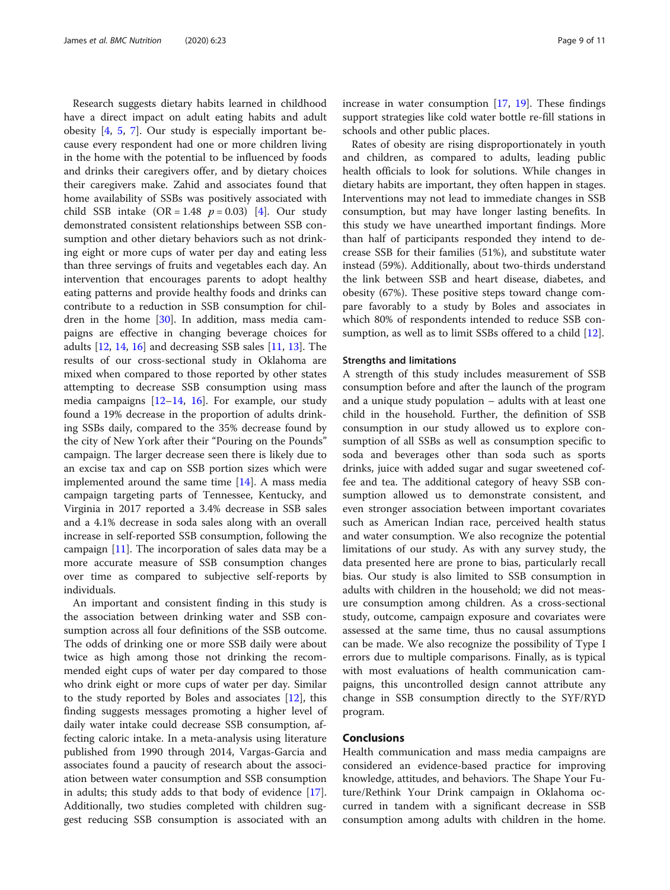Research suggests dietary habits learned in childhood have a direct impact on adult eating habits and adult obesity [4, 5, 7]. Our study is especially important because every respondent had one or more children living in the home with the potential to be influenced by foods and drinks their caregivers offer, and by dietary choices their caregivers make. Zahid and associates found that home availability of SSBs was positively associated with child SSB intake ($OR = 1.48$ $p = 0.03$) [4]. Our study demonstrated consistent relationships between SSB consumption and other dietary behaviors such as not drinking eight or more cups of water per day and eating less than three servings of fruits and vegetables each day. An intervention that encourages parents to adopt healthy eating patterns and provide healthy foods and drinks can contribute to a reduction in SSB consumption for children in the home [30]. In addition, mass media campaigns are effective in changing beverage choices for adults [12, 14, 16] and decreasing SSB sales [11, 13]. The results of our cross-sectional study in Oklahoma are mixed when compared to those reported by other states attempting to decrease SSB consumption using mass media campaigns [12–14, 16]. For example, our study found a 19% decrease in the proportion of adults drinking SSBs daily, compared to the 35% decrease found by the city of New York after their "Pouring on the Pounds" campaign. The larger decrease seen there is likely due to an excise tax and cap on SSB portion sizes which were implemented around the same time [14]. A mass media campaign targeting parts of Tennessee, Kentucky, and Virginia in 2017 reported a 3.4% decrease in SSB sales and a 4.1% decrease in soda sales along with an overall increase in self-reported SSB consumption, following the campaign [11]. The incorporation of sales data may be a more accurate measure of SSB consumption changes over time as compared to subjective self-reports by individuals.

An important and consistent finding in this study is the association between drinking water and SSB consumption across all four definitions of the SSB outcome. The odds of drinking one or more SSB daily were about twice as high among those not drinking the recommended eight cups of water per day compared to those who drink eight or more cups of water per day. Similar to the study reported by Boles and associates [12], this finding suggests messages promoting a higher level of daily water intake could decrease SSB consumption, affecting caloric intake. In a meta-analysis using literature published from 1990 through 2014, Vargas-Garcia and associates found a paucity of research about the association between water consumption and SSB consumption in adults; this study adds to that body of evidence [17]. Additionally, two studies completed with children suggest reducing SSB consumption is associated with an increase in water consumption [17, 19]. These findings support strategies like cold water bottle re-fill stations in schools and other public places.

Rates of obesity are rising disproportionately in youth and children, as compared to adults, leading public health officials to look for solutions. While changes in dietary habits are important, they often happen in stages. Interventions may not lead to immediate changes in SSB consumption, but may have longer lasting benefits. In this study we have unearthed important findings. More than half of participants responded they intend to decrease SSB for their families (51%), and substitute water instead (59%). Additionally, about two-thirds understand the link between SSB and heart disease, diabetes, and obesity (67%). These positive steps toward change compare favorably to a study by Boles and associates in which 80% of respondents intended to reduce SSB consumption, as well as to limit SSBs offered to a child [12].

### Strengths and limitations

A strength of this study includes measurement of SSB consumption before and after the launch of the program and a unique study population – adults with at least one child in the household. Further, the definition of SSB consumption in our study allowed us to explore consumption of all SSBs as well as consumption specific to soda and beverages other than soda such as sports drinks, juice with added sugar and sugar sweetened coffee and tea. The additional category of heavy SSB consumption allowed us to demonstrate consistent, and even stronger association between important covariates such as American Indian race, perceived health status and water consumption. We also recognize the potential limitations of our study. As with any survey study, the data presented here are prone to bias, particularly recall bias. Our study is also limited to SSB consumption in adults with children in the household; we did not measure consumption among children. As a cross-sectional study, outcome, campaign exposure and covariates were assessed at the same time, thus no causal assumptions can be made. We also recognize the possibility of Type I errors due to multiple comparisons. Finally, as is typical with most evaluations of health communication campaigns, this uncontrolled design cannot attribute any change in SSB consumption directly to the SYF/RYD program.

## Conclusions

Health communication and mass media campaigns are considered an evidence-based practice for improving knowledge, attitudes, and behaviors. The Shape Your Future/Rethink Your Drink campaign in Oklahoma occurred in tandem with a significant decrease in SSB consumption among adults with children in the home.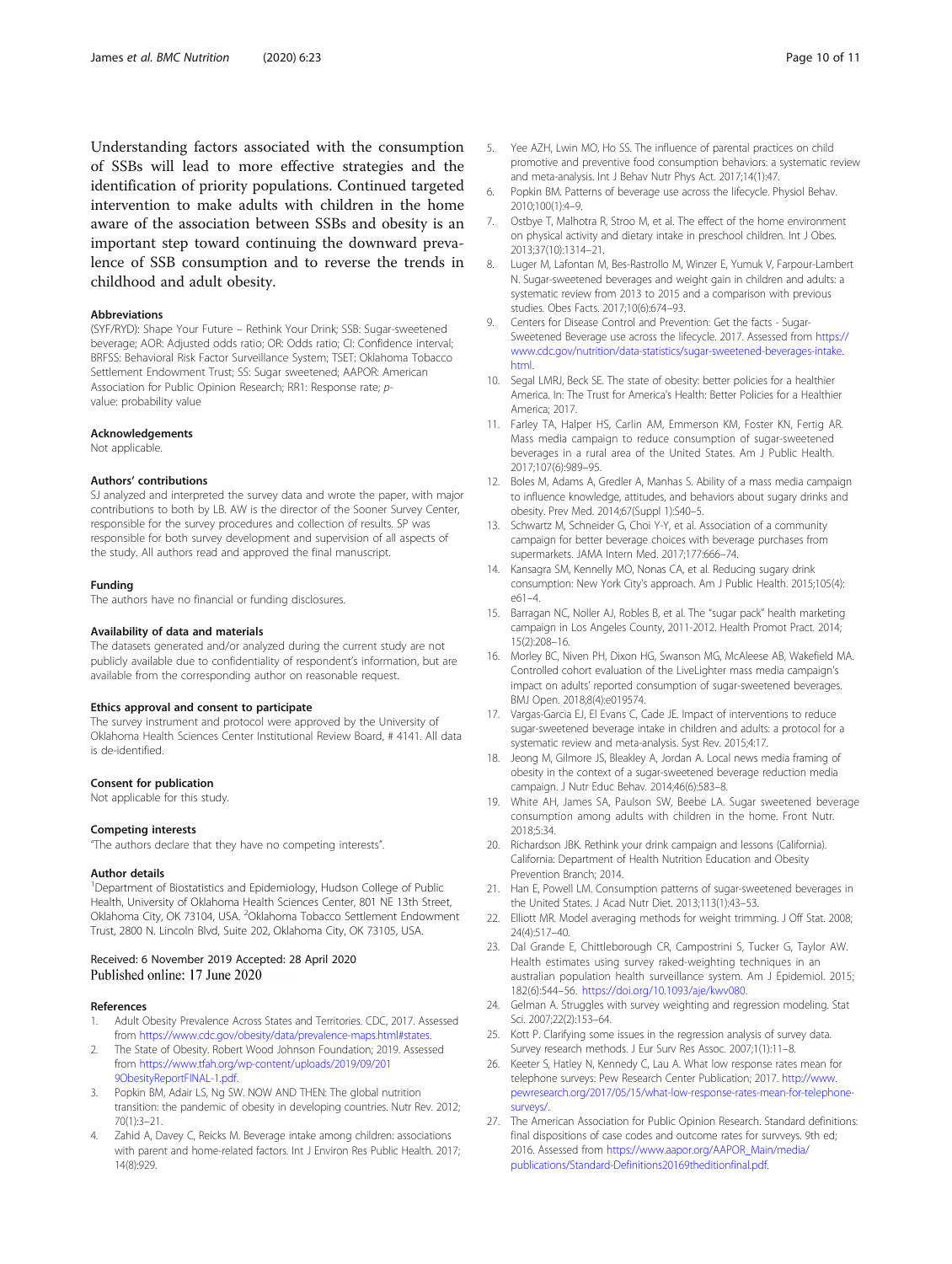Understanding factors associated with the consumption of SSBs will lead to more effective strategies and the identification of priority populations. Continued targeted intervention to make adults with children in the home aware of the association between SSBs and obesity is an important step toward continuing the downward prevalence of SSB consumption and to reverse the trends in childhood and adult obesity.

#### Abbreviations

(SYF/RYD): Shape Your Future – Rethink Your Drink; SSB: Sugar-sweetened beverage; AOR: Adjusted odds ratio; OR: Odds ratio; CI: Confidence interval; BRFSS: Behavioral Risk Factor Surveillance System; TSET: Oklahoma Tobacco Settlement Endowment Trust; SS: Sugar sweetened; AAPOR: American Association for Public Opinion Research; RR1: Response rate; *p*-value: probability value

#### Acknowledgements

Not applicable.

#### Authors' contributions

SJ analyzed and interpreted the survey data and wrote the paper, with major contributions to both by LB. AW is the director of the Sooner Survey Center, responsible for the survey procedures and collection of results. SP was responsible for both survey development and supervision of all aspects of the study. All authors read and approved the final manuscript.

#### Funding

The authors have no financial or funding disclosures.

#### Availability of data and materials

The datasets generated and/or analyzed during the current study are not publicly available due to confidentiality of respondent's information, but are available from the corresponding author on reasonable request.

#### Ethics approval and consent to participate

The survey instrument and protocol were approved by the University of Oklahoma Health Sciences Center Institutional Review Board, # 4141. All data is de-identified.

#### Consent for publication

Not applicable for this study.

#### Competing interests

"The authors declare that they have no competing interests".

#### Author details

[1]Department of Biostatistics and Epidemiology, Hudson College of Public Health, University of Oklahoma Health Sciences Center, 801 NE 13th Street, Oklahoma City, OK 73104, USA. [2]Oklahoma Tobacco Settlement Endowment Trust, 2800 N. Lincoln Blvd, Suite 202, Oklahoma City, OK 73105, USA.

Received: 6 November 2019 Accepted: 28 April 2020
Published online: 17 June 2020

#### References

1. Adult Obesity Prevalence Across States and Territories. CDC, 2017. Assessed from https://www.cdc.gov/obesity/data/prevalence-maps.html#states.
2. The State of Obesity. Robert Wood Johnson Foundation; 2019. Assessed from https://www.tfah.org/wp-content/uploads/2019/09/2019ObesityReportFINAL-1.pdf.
3. Popkin BM, Adair LS, Ng SW. NOW AND THEN: The global nutrition transition: the pandemic of obesity in developing countries. Nutr Rev. 2012; 70(1):3–21.
4. Zahid A, Davey C, Reicks M. Beverage intake among children: associations with parent and home-related factors. Int J Environ Res Public Health. 2017; 14(8):929.
5. Yee AZH, Lwin MO, Ho SS. The influence of parental practices on child promotive and preventive food consumption behaviors: a systematic review and meta-analysis. Int J Behav Nutr Phys Act. 2017;14(1):47.
6. Popkin BM. Patterns of beverage use across the lifecycle. Physiol Behav. 2010;100(1):4–9.
7. Ostbye T, Malhotra R, Stroo M, et al. The effect of the home environment on physical activity and dietary intake in preschool children. Int J Obes. 2013;37(10):1314–21.
8. Luger M, Lafontan M, Bes-Rastrollo M, Winzer E, Yumuk V, Farpour-Lambert N. Sugar-sweetened beverages and weight gain in children and adults: a systematic review from 2013 to 2015 and a comparison with previous studies. Obes Facts. 2017;10(6):674–93.
9. Centers for Disease Control and Prevention: Get the facts - Sugar-Sweetened Beverage use across the lifecycle. 2017. Assessed from https://www.cdc.gov/nutrition/data-statistics/sugar-sweetened-beverages-intake.html.
10. Segal LMRJ, Beck SE. The state of obesity: better policies for a healthier America. In: The Trust for America's Health: Better Policies for a Healthier America; 2017.
11. Farley TA, Halper HS, Carlin AM, Emmerson KM, Foster KN, Fertig AR. Mass media campaign to reduce consumption of sugar-sweetened beverages in a rural area of the United States. Am J Public Health. 2017;107(6):989–95.
12. Boles M, Adams A, Gredler A, Manhas S. Ability of a mass media campaign to influence knowledge, attitudes, and behaviors about sugary drinks and obesity. Prev Med. 2014;67(Suppl 1):S40–5.
13. Schwartz M, Schneider G, Choi Y-Y, et al. Association of a community campaign for better beverage choices with beverage purchases from supermarkets. JAMA Intern Med. 2017;177:666–74.
14. Kansagra SM, Kennelly MO, Nonas CA, et al. Reducing sugary drink consumption: New York City's approach. Am J Public Health. 2015;105(4): e61–4.
15. Barragan NC, Noller AJ, Robles B, et al. The "sugar pack" health marketing campaign in Los Angeles County, 2011-2012. Health Promot Pract. 2014; 15(2):208–16.
16. Morley BC, Niven PH, Dixon HG, Swanson MG, McAleese AB, Wakefield MA. Controlled cohort evaluation of the LiveLighter mass media campaign's impact on adults' reported consumption of sugar-sweetened beverages. BMJ Open. 2018;8(4):e019574.
17. Vargas-Garcia EJ, El Evans C, Cade JE. Impact of interventions to reduce sugar-sweetened beverage intake in children and adults: a protocol for a systematic review and meta-analysis. Syst Rev. 2015;4:17.
18. Jeong M, Gilmore JS, Bleakley A, Jordan A. Local news media framing of obesity in the context of a sugar-sweetened beverage reduction media campaign. J Nutr Educ Behav. 2014;46(6):583–8.
19. White AH, James SA, Paulson SW, Beebe LA. Sugar sweetened beverage consumption among adults with children in the home. Front Nutr. 2018;5:34.
20. Richardson JBK. Rethink your drink campaign and lessons (California). California: Department of Health Nutrition Education and Obesity Prevention Branch; 2014.
21. Han E, Powell LM. Consumption patterns of sugar-sweetened beverages in the United States. J Acad Nutr Diet. 2013;113(1):43–53.
22. Elliott MR. Model averaging methods for weight trimming. J Off Stat. 2008; 24(4):517–40.
23. Dal Grande E, Chittleborough CR, Campostrini S, Tucker G, Taylor AW. Health estimates using survey raked-weighting techniques in an australian population health surveillance system. Am J Epidemiol. 2015; 182(6):544–56. https://doi.org/10.1093/aje/kwv080.
24. Gelman A. Struggles with survey weighting and regression modeling. Stat Sci. 2007;22(2):153–64.
25. Kott P. Clarifying some issues in the regression analysis of survey data. Survey research methods. J Eur Surv Res Assoc. 2007;1(1):11–8.
26. Keeter S, Hatley N, Kennedy C, Lau A. What low response rates mean for telephone surveys: Pew Research Center Publication; 2017. http://www.pewresearch.org/2017/05/15/what-low-response-rates-mean-for-telephone-surveys/.
27. The American Association for Public Opinion Research. Standard definitions: final dispositions of case codes and outcome rates for survveys. 9th ed; 2016. Assessed from https://www.aapor.org/AAPOR_Main/media/publications/Standard-Definitions20169theditionfinal.pdf.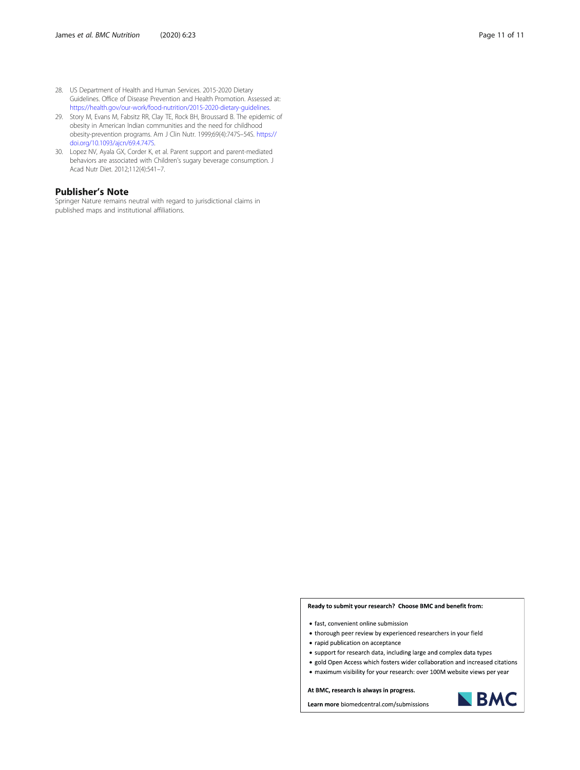28. US Department of Health and Human Services. 2015-2020 Dietary Guidelines. Office of Disease Prevention and Health Promotion. Assessed at: https://health.gov/our-work/food-nutrition/2015-2020-dietary-guidelines.
29. Story M, Evans M, Fabsitz RR, Clay TE, Rock BH, Broussard B. The epidemic of obesity in American Indian communities and the need for childhood obesity-prevention programs. Am J Clin Nutr. 1999;69(4):747S–54S. https://doi.org/10.1093/ajcn/69.4.747S.
30. Lopez NV, Ayala GX, Corder K, et al. Parent support and parent-mediated behaviors are associated with Children's sugary beverage consumption. J Acad Nutr Diet. 2012;112(4):541–7.

## Publisher's Note

Springer Nature remains neutral with regard to jurisdictional claims in published maps and institutional affiliations.

**Ready to submit your research? Choose BMC and benefit from:**

- fast, convenient online submission
- thorough peer review by experienced researchers in your field
- rapid publication on acceptance
- support for research data, including large and complex data types
- gold Open Access which fosters wider collaboration and increased citations
- maximum visibility for your research: over 100M website views per year

**At BMC, research is always in progress.**

**Learn more** biomedcentral.com/submissions

BMC